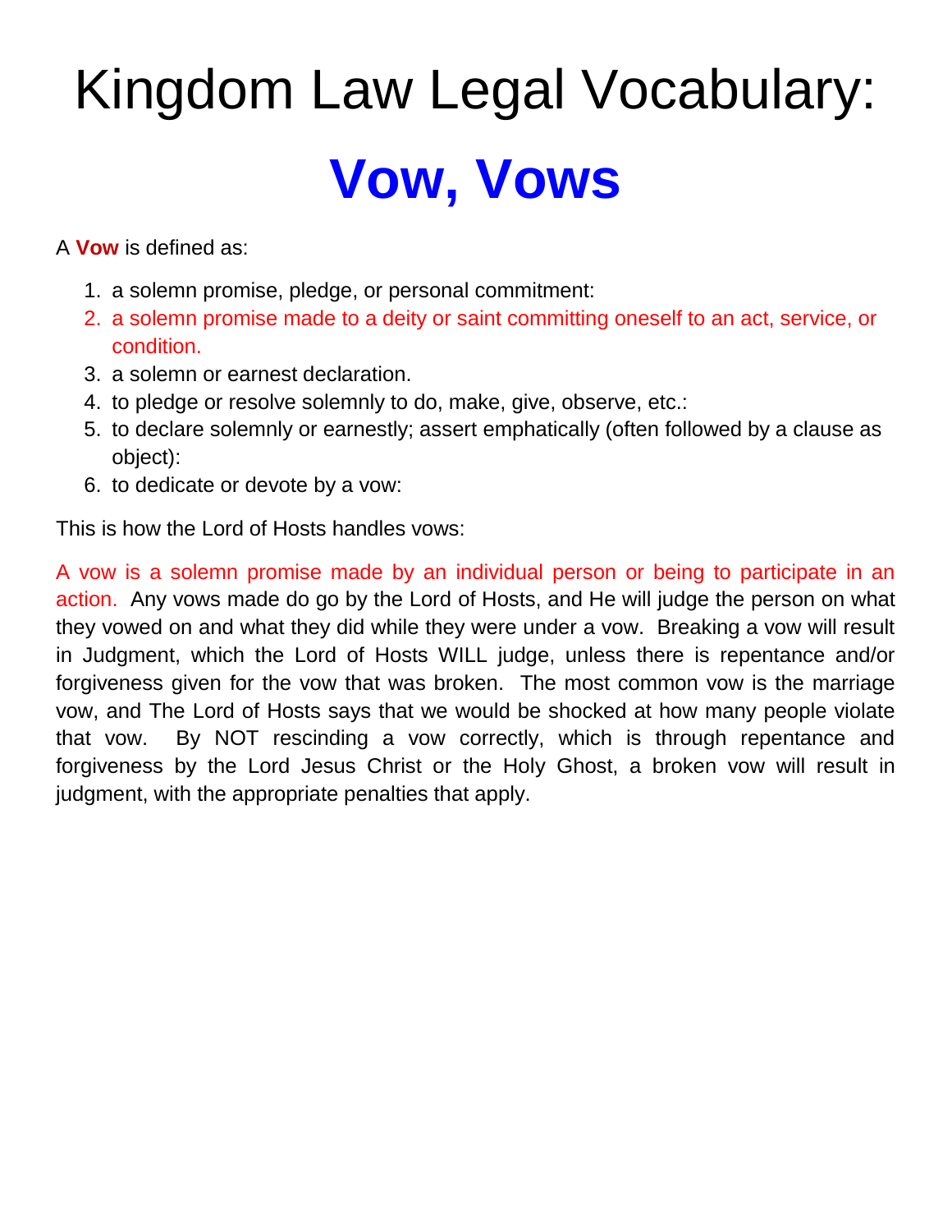# Kingdom Law Legal Vocabulary:

# Vow, Vows

A **Vow** is defined as:

1. a solemn promise, pledge, or personal commitment:
2. a solemn promise made to a deity or saint committing oneself to an act, service, or condition.
3. a solemn or earnest declaration.
4. to pledge or resolve solemnly to do, make, give, observe, etc.:
5. to declare solemnly or earnestly; assert emphatically (often followed by a clause as object):
6. to dedicate or devote by a vow:

This is how the Lord of Hosts handles vows:

A vow is a solemn promise made by an individual person or being to participate in an action. Any vows made do go by the Lord of Hosts, and He will judge the person on what they vowed on and what they did while they were under a vow. Breaking a vow will result in Judgment, which the Lord of Hosts WILL judge, unless there is repentance and/or forgiveness given for the vow that was broken. The most common vow is the marriage vow, and The Lord of Hosts says that we would be shocked at how many people violate that vow. By NOT rescinding a vow correctly, which is through repentance and forgiveness by the Lord Jesus Christ or the Holy Ghost, a broken vow will result in judgment, with the appropriate penalties that apply.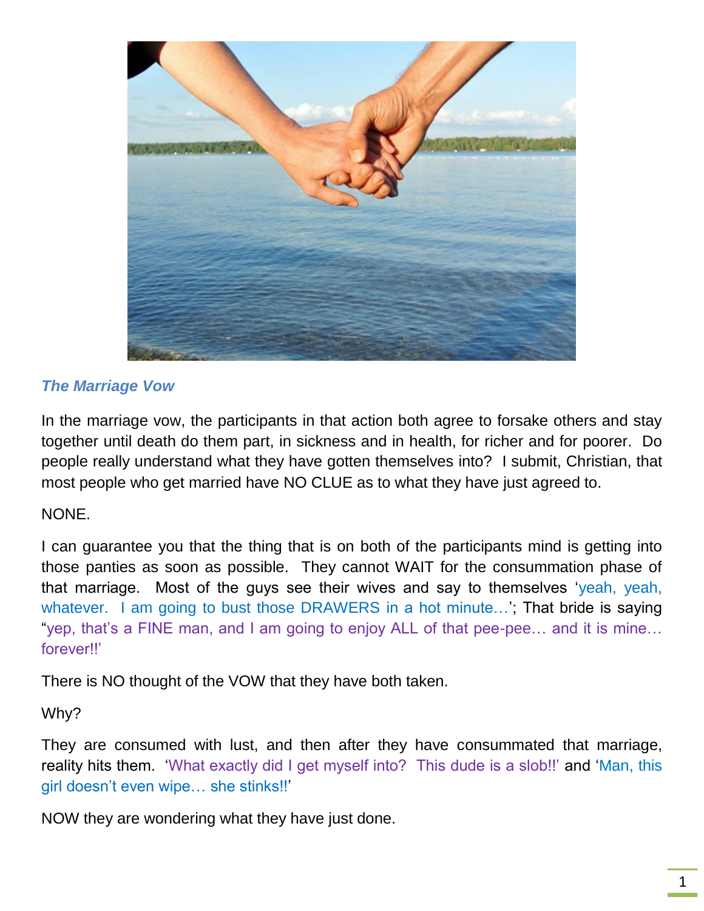***The Marriage Vow***

In the marriage vow, the participants in that action both agree to forsake others and stay together until death do them part, in sickness and in health, for richer and for poorer. Do people really understand what they have gotten themselves into? I submit, Christian, that most people who get married have NO CLUE as to what they have just agreed to.

NONE.

I can guarantee you that the thing that is on both of the participants mind is getting into those panties as soon as possible. They cannot WAIT for the consummation phase of that marriage. Most of the guys see their wives and say to themselves 'yeah, yeah, whatever. I am going to bust those DRAWERS in a hot minute…'; That bride is saying "yep, that's a FINE man, and I am going to enjoy ALL of that pee-pee… and it is mine… forever!!'

There is NO thought of the VOW that they have both taken.

Why?

They are consumed with lust, and then after they have consummated that marriage, reality hits them. 'What exactly did I get myself into? This dude is a slob!!' and 'Man, this girl doesn't even wipe… she stinks!!'

NOW they are wondering what they have just done.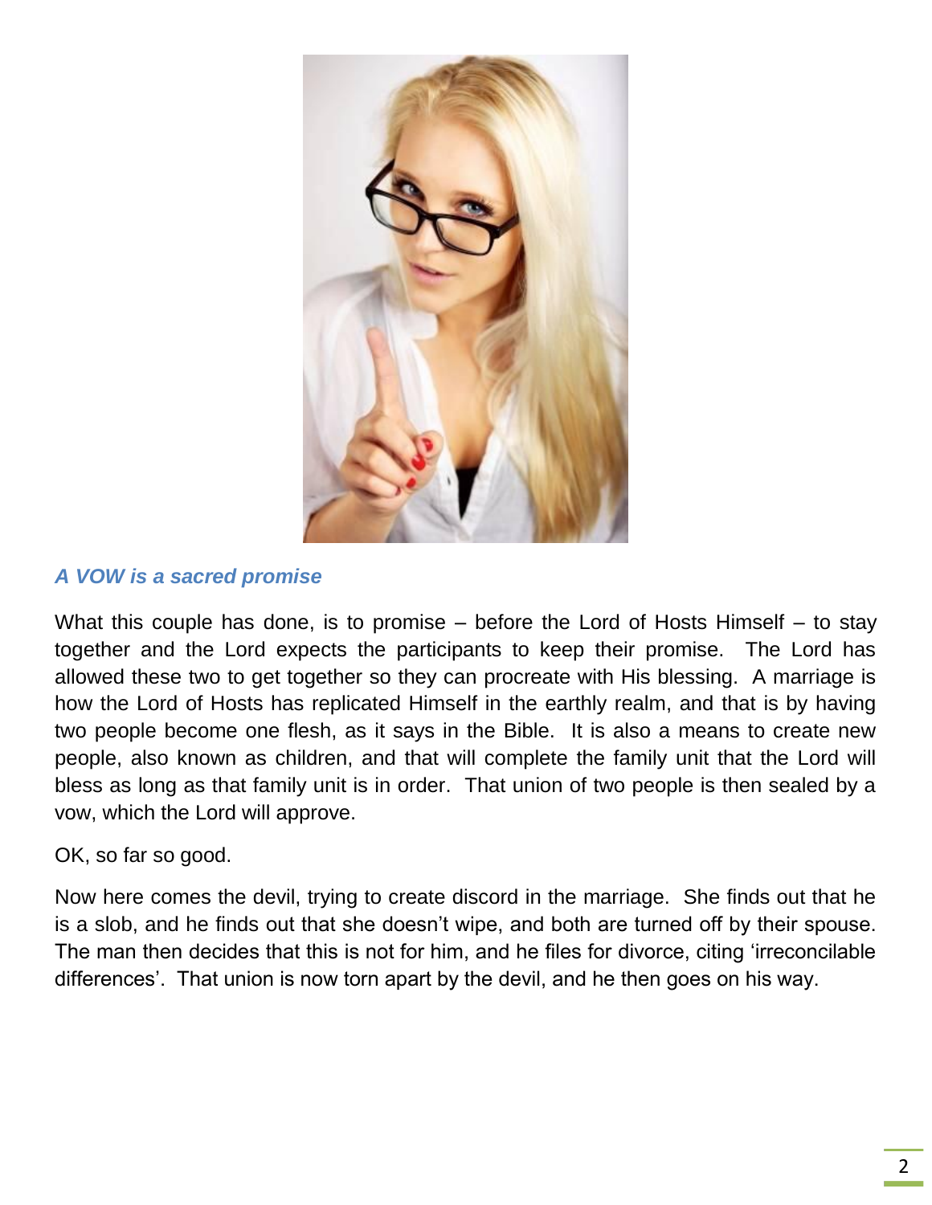### *A VOW is a sacred promise*

What this couple has done, is to promise – before the Lord of Hosts Himself – to stay together and the Lord expects the participants to keep their promise. The Lord has allowed these two to get together so they can procreate with His blessing. A marriage is how the Lord of Hosts has replicated Himself in the earthly realm, and that is by having two people become one flesh, as it says in the Bible. It is also a means to create new people, also known as children, and that will complete the family unit that the Lord will bless as long as that family unit is in order. That union of two people is then sealed by a vow, which the Lord will approve.

OK, so far so good.

Now here comes the devil, trying to create discord in the marriage. She finds out that he is a slob, and he finds out that she doesn't wipe, and both are turned off by their spouse. The man then decides that this is not for him, and he files for divorce, citing 'irreconcilable differences'. That union is now torn apart by the devil, and he then goes on his way.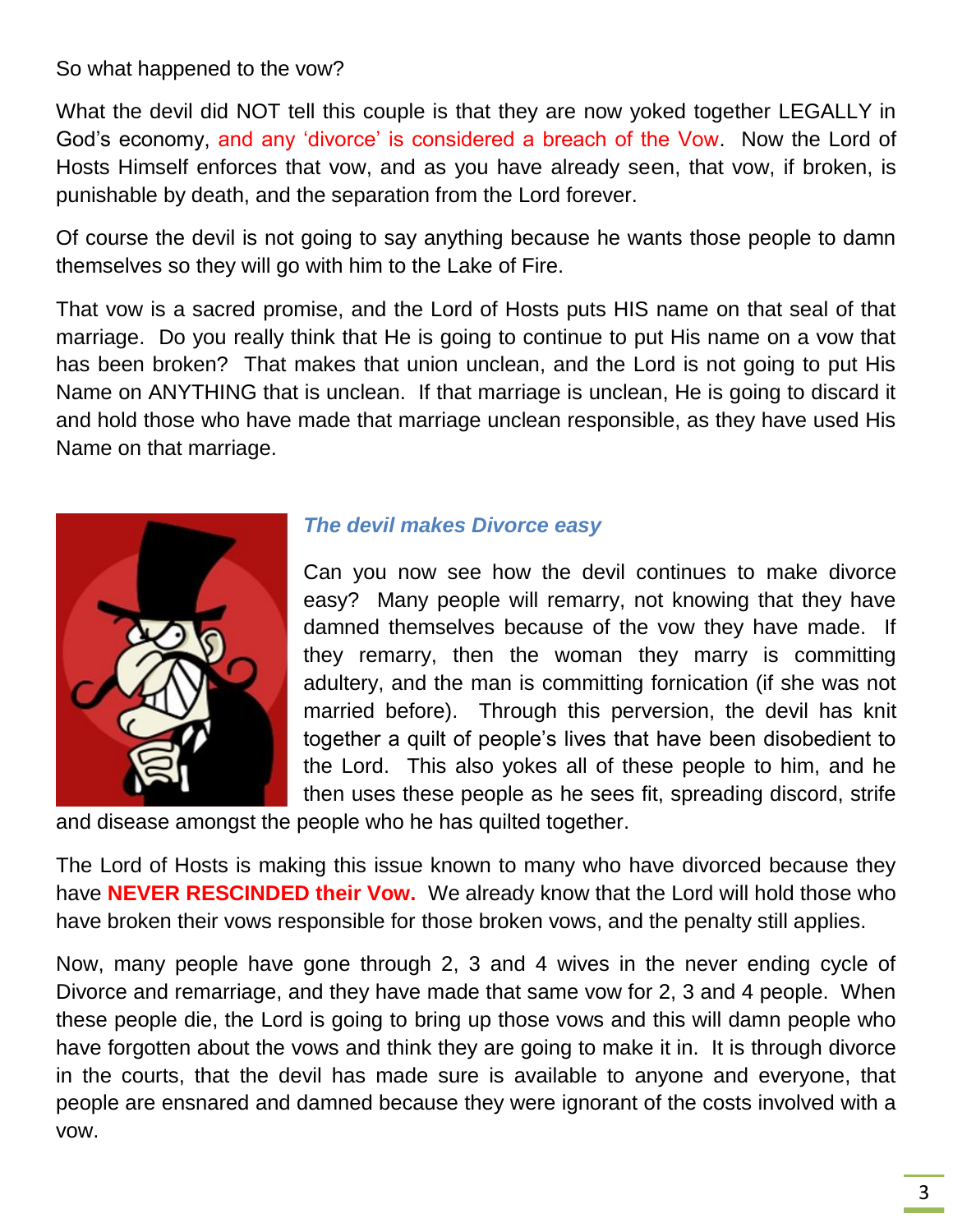So what happened to the vow?

What the devil did NOT tell this couple is that they are now yoked together LEGALLY in God's economy, and any 'divorce' is considered a breach of the Vow. Now the Lord of Hosts Himself enforces that vow, and as you have already seen, that vow, if broken, is punishable by death, and the separation from the Lord forever.

Of course the devil is not going to say anything because he wants those people to damn themselves so they will go with him to the Lake of Fire.

That vow is a sacred promise, and the Lord of Hosts puts HIS name on that seal of that marriage. Do you really think that He is going to continue to put His name on a vow that has been broken? That makes that union unclean, and the Lord is not going to put His Name on ANYTHING that is unclean. If that marriage is unclean, He is going to discard it and hold those who have made that marriage unclean responsible, as they have used His Name on that marriage.

### *The devil makes Divorce easy*

Can you now see how the devil continues to make divorce easy? Many people will remarry, not knowing that they have damned themselves because of the vow they have made. If they remarry, then the woman they marry is committing adultery, and the man is committing fornication (if she was not married before). Through this perversion, the devil has knit together a quilt of people's lives that have been disobedient to the Lord. This also yokes all of these people to him, and he then uses these people as he sees fit, spreading discord, strife and disease amongst the people who he has quilted together.

The Lord of Hosts is making this issue known to many who have divorced because they have **NEVER RESCINDED their Vow.** We already know that the Lord will hold those who have broken their vows responsible for those broken vows, and the penalty still applies.

Now, many people have gone through 2, 3 and 4 wives in the never ending cycle of Divorce and remarriage, and they have made that same vow for 2, 3 and 4 people. When these people die, the Lord is going to bring up those vows and this will damn people who have forgotten about the vows and think they are going to make it in. It is through divorce in the courts, that the devil has made sure is available to anyone and everyone, that people are ensnared and damned because they were ignorant of the costs involved with a vow.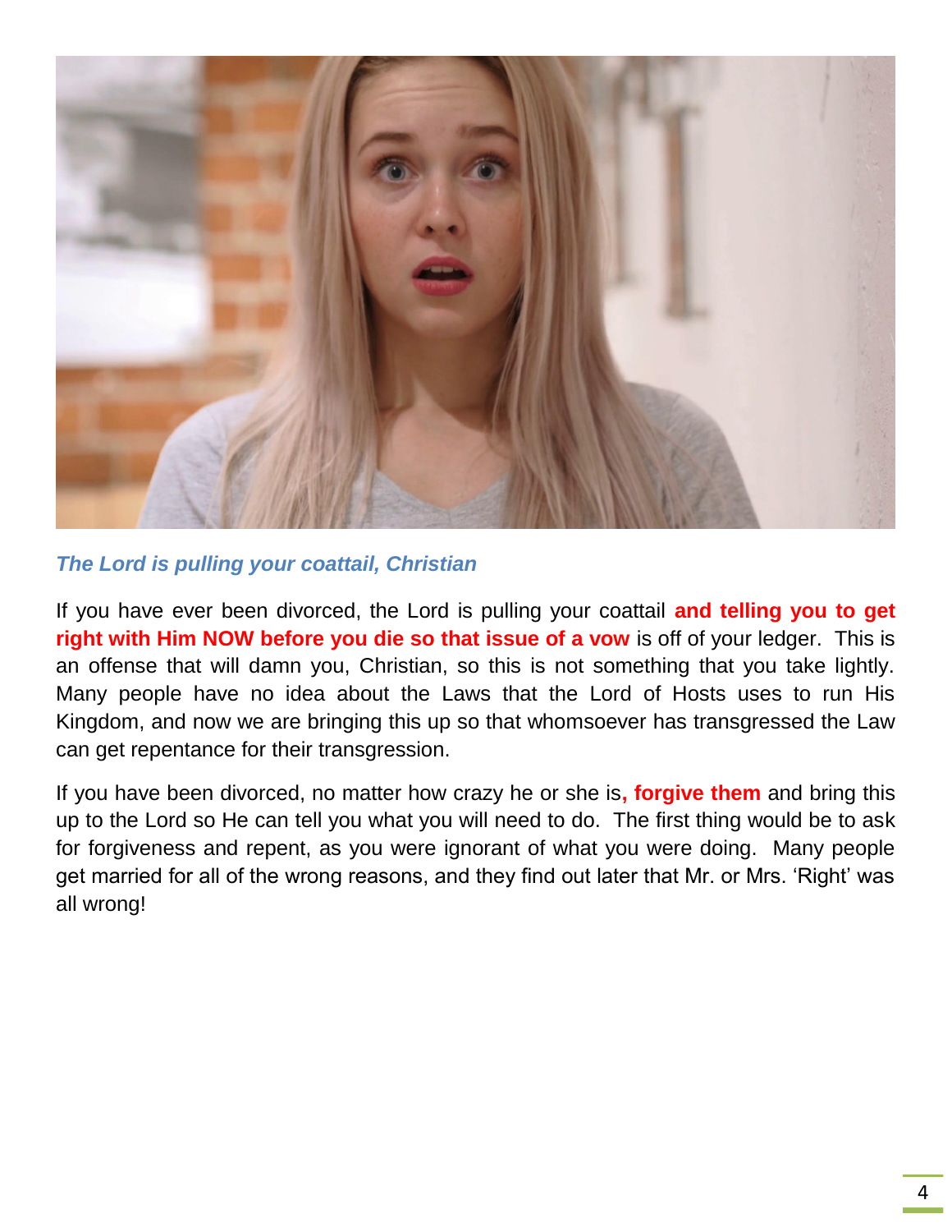*The Lord is pulling your coattail, Christian*

If you have ever been divorced, the Lord is pulling your coattail **and telling you to get right with Him NOW before you die so that issue of a vow** is off of your ledger. This is an offense that will damn you, Christian, so this is not something that you take lightly. Many people have no idea about the Laws that the Lord of Hosts uses to run His Kingdom, and now we are bringing this up so that whomsoever has transgressed the Law can get repentance for their transgression.

If you have been divorced, no matter how crazy he or she is**, forgive them** and bring this up to the Lord so He can tell you what you will need to do. The first thing would be to ask for forgiveness and repent, as you were ignorant of what you were doing. Many people get married for all of the wrong reasons, and they find out later that Mr. or Mrs. 'Right' was all wrong!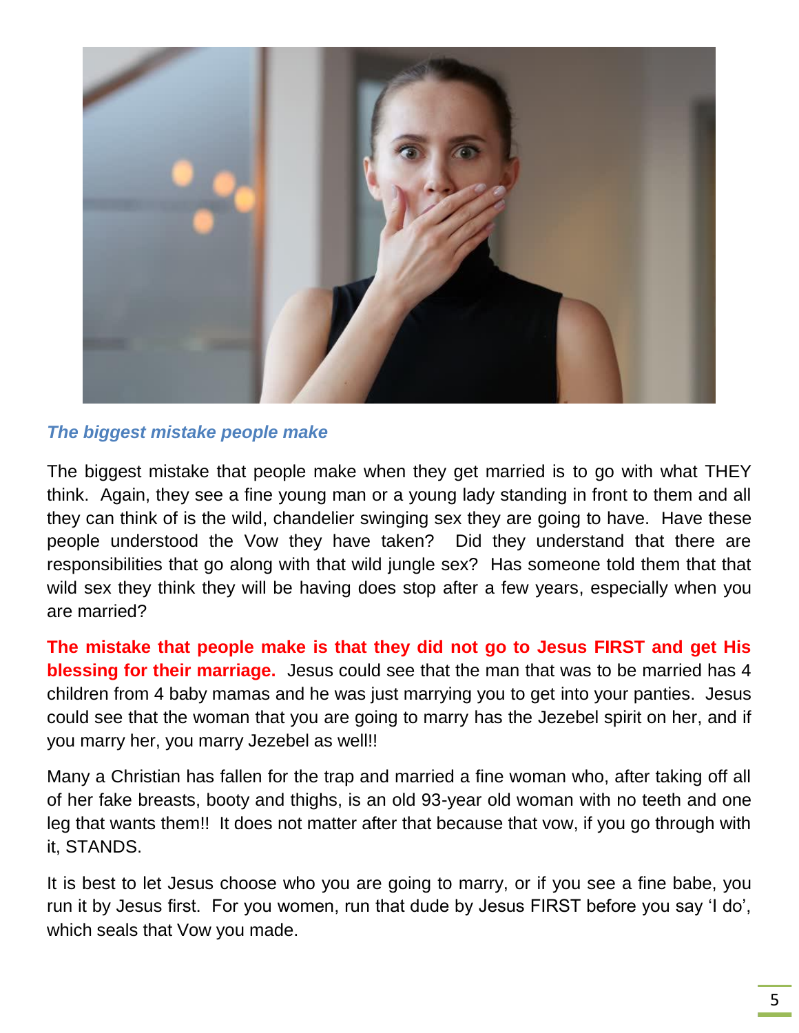### *The biggest mistake people make*

The biggest mistake that people make when they get married is to go with what THEY think. Again, they see a fine young man or a young lady standing in front to them and all they can think of is the wild, chandelier swinging sex they are going to have. Have these people understood the Vow they have taken? Did they understand that there are responsibilities that go along with that wild jungle sex? Has someone told them that that wild sex they think they will be having does stop after a few years, especially when you are married?

**The mistake that people make is that they did not go to Jesus FIRST and get His blessing for their marriage.** Jesus could see that the man that was to be married has 4 children from 4 baby mamas and he was just marrying you to get into your panties. Jesus could see that the woman that you are going to marry has the Jezebel spirit on her, and if you marry her, you marry Jezebel as well!!

Many a Christian has fallen for the trap and married a fine woman who, after taking off all of her fake breasts, booty and thighs, is an old 93-year old woman with no teeth and one leg that wants them!! It does not matter after that because that vow, if you go through with it, STANDS.

It is best to let Jesus choose who you are going to marry, or if you see a fine babe, you run it by Jesus first. For you women, run that dude by Jesus FIRST before you say 'I do', which seals that Vow you made.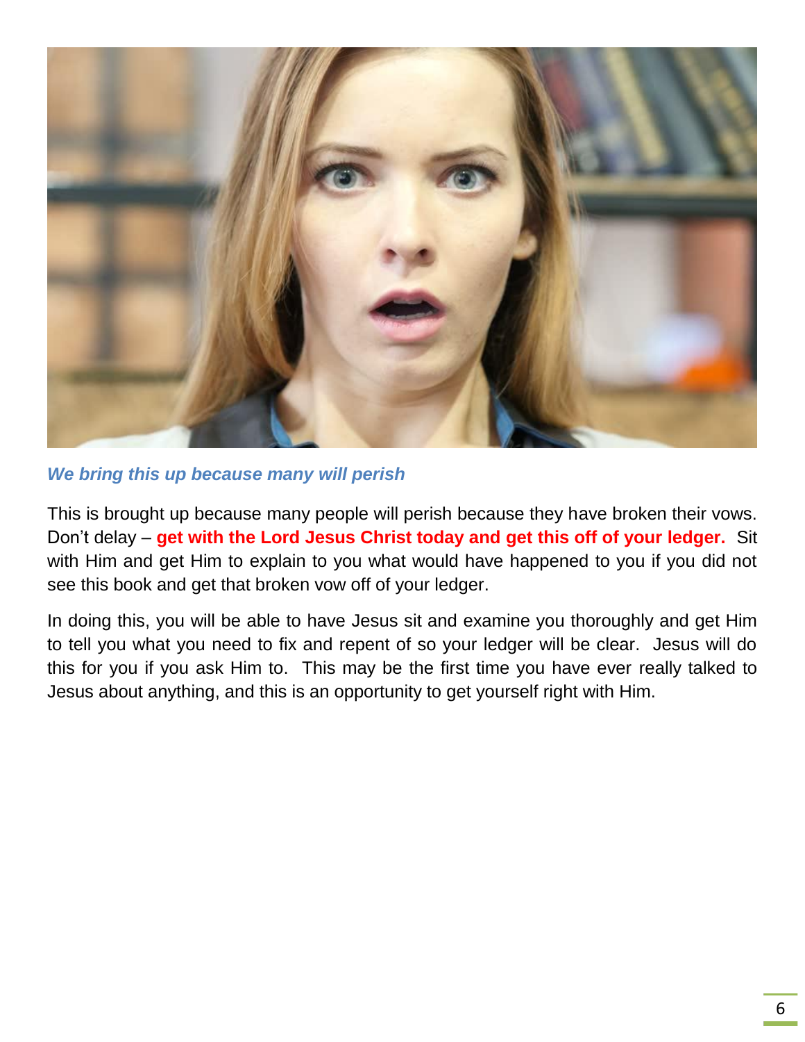*We bring this up because many will perish*

This is brought up because many people will perish because they have broken their vows. Don't delay – **get with the Lord Jesus Christ today and get this off of your ledger.** Sit with Him and get Him to explain to you what would have happened to you if you did not see this book and get that broken vow off of your ledger.

In doing this, you will be able to have Jesus sit and examine you thoroughly and get Him to tell you what you need to fix and repent of so your ledger will be clear. Jesus will do this for you if you ask Him to. This may be the first time you have ever really talked to Jesus about anything, and this is an opportunity to get yourself right with Him.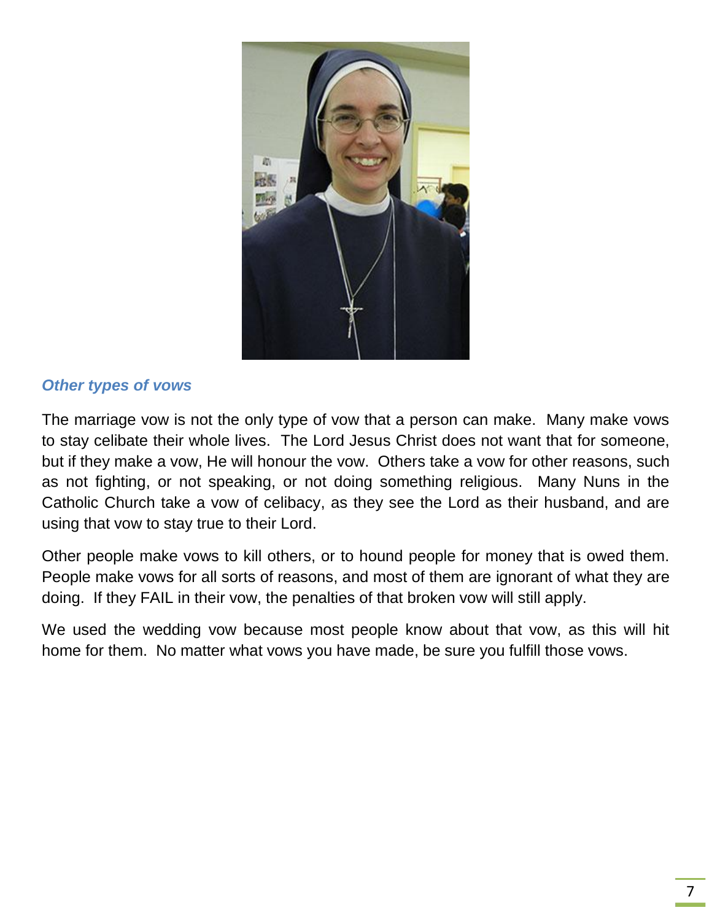### *Other types of vows*

The marriage vow is not the only type of vow that a person can make. Many make vows to stay celibate their whole lives. The Lord Jesus Christ does not want that for someone, but if they make a vow, He will honour the vow. Others take a vow for other reasons, such as not fighting, or not speaking, or not doing something religious. Many Nuns in the Catholic Church take a vow of celibacy, as they see the Lord as their husband, and are using that vow to stay true to their Lord.

Other people make vows to kill others, or to hound people for money that is owed them. People make vows for all sorts of reasons, and most of them are ignorant of what they are doing. If they FAIL in their vow, the penalties of that broken vow will still apply.

We used the wedding vow because most people know about that vow, as this will hit home for them. No matter what vows you have made, be sure you fulfill those vows.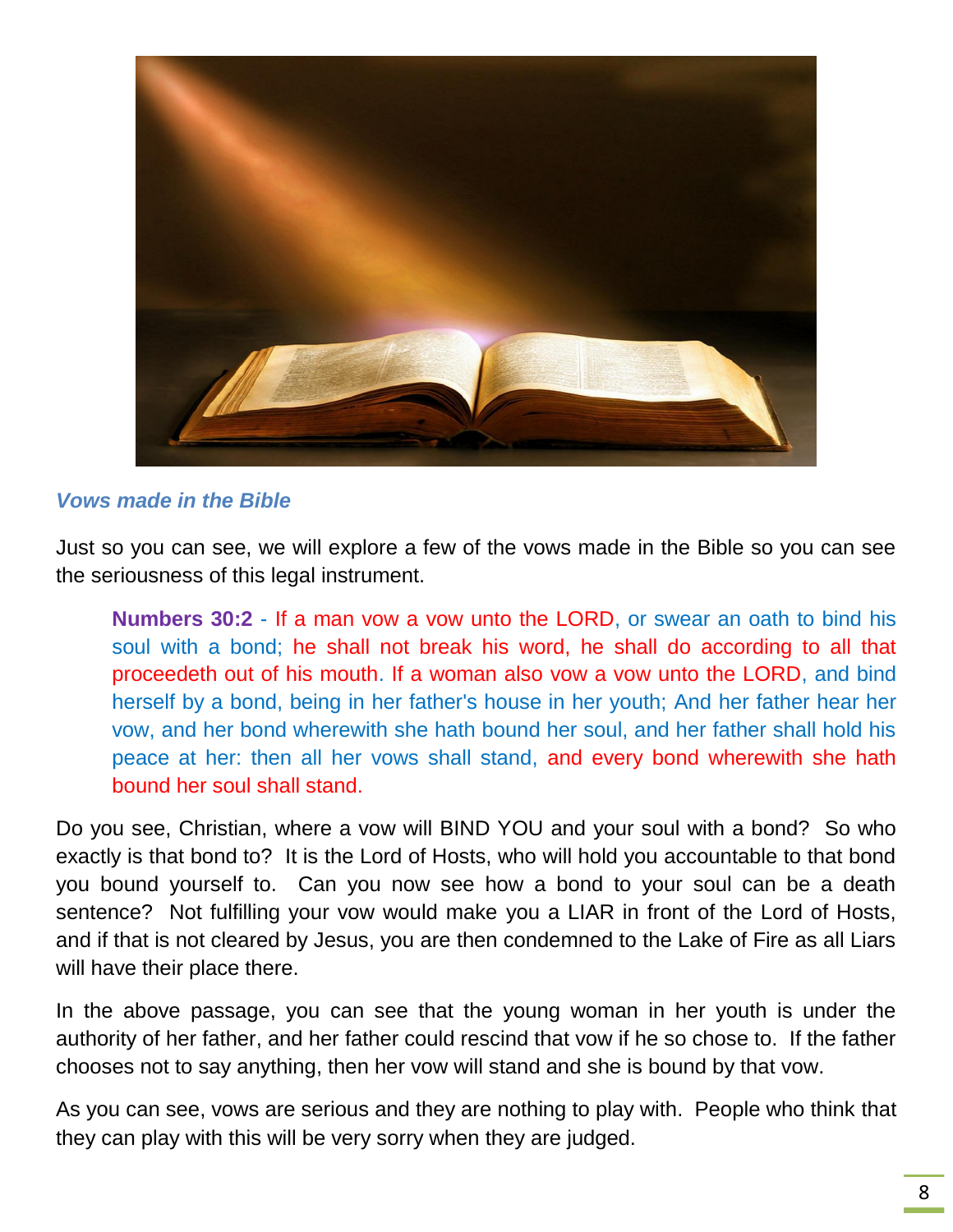*Vows made in the Bible*

Just so you can see, we will explore a few of the vows made in the Bible so you can see the seriousness of this legal instrument.

> **Numbers 30:2** - If a man vow a vow unto the LORD, or swear an oath to bind his soul with a bond; he shall not break his word, he shall do according to all that proceedeth out of his mouth. If a woman also vow a vow unto the LORD, and bind herself by a bond, being in her father's house in her youth; And her father hear her vow, and her bond wherewith she hath bound her soul, and her father shall hold his peace at her: then all her vows shall stand, and every bond wherewith she hath bound her soul shall stand.

Do you see, Christian, where a vow will BIND YOU and your soul with a bond? So who exactly is that bond to? It is the Lord of Hosts, who will hold you accountable to that bond you bound yourself to. Can you now see how a bond to your soul can be a death sentence? Not fulfilling your vow would make you a LIAR in front of the Lord of Hosts, and if that is not cleared by Jesus, you are then condemned to the Lake of Fire as all Liars will have their place there.

In the above passage, you can see that the young woman in her youth is under the authority of her father, and her father could rescind that vow if he so chose to. If the father chooses not to say anything, then her vow will stand and she is bound by that vow.

As you can see, vows are serious and they are nothing to play with. People who think that they can play with this will be very sorry when they are judged.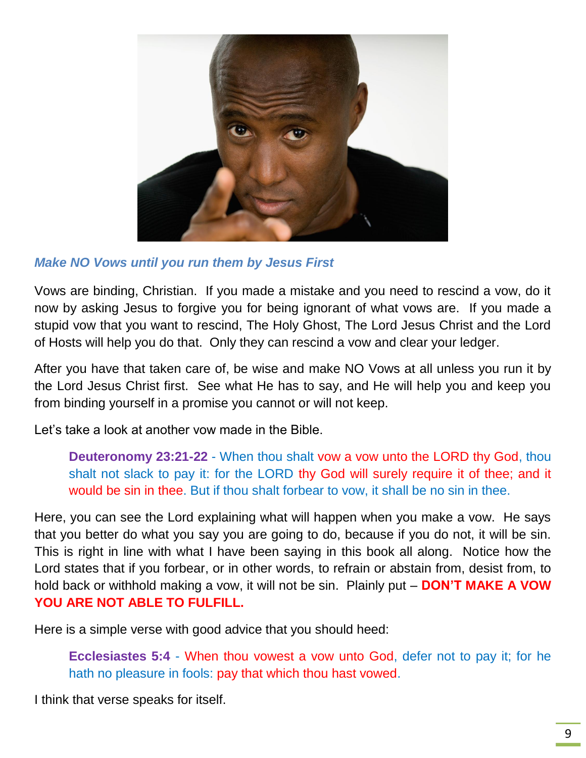***Make NO Vows until you run them by Jesus First***

Vows are binding, Christian. If you made a mistake and you need to rescind a vow, do it now by asking Jesus to forgive you for being ignorant of what vows are. If you made a stupid vow that you want to rescind, The Holy Ghost, The Lord Jesus Christ and the Lord of Hosts will help you do that. Only they can rescind a vow and clear your ledger.

After you have that taken care of, be wise and make NO Vows at all unless you run it by the Lord Jesus Christ first. See what He has to say, and He will help you and keep you from binding yourself in a promise you cannot or will not keep.

Let's take a look at another vow made in the Bible.

> **Deuteronomy 23:21-22** - When thou shalt vow a vow unto the LORD thy God, thou shalt not slack to pay it: for the LORD thy God will surely require it of thee; and it would be sin in thee. But if thou shalt forbear to vow, it shall be no sin in thee.

Here, you can see the Lord explaining what will happen when you make a vow. He says that you better do what you say you are going to do, because if you do not, it will be sin. This is right in line with what I have been saying in this book all along. Notice how the Lord states that if you forbear, or in other words, to refrain or abstain from, desist from, to hold back or withhold making a vow, it will not be sin. Plainly put – **DON'T MAKE A VOW YOU ARE NOT ABLE TO FULFILL.**

Here is a simple verse with good advice that you should heed:

> **Ecclesiastes 5:4** - When thou vowest a vow unto God, defer not to pay it; for he hath no pleasure in fools: pay that which thou hast vowed.

I think that verse speaks for itself.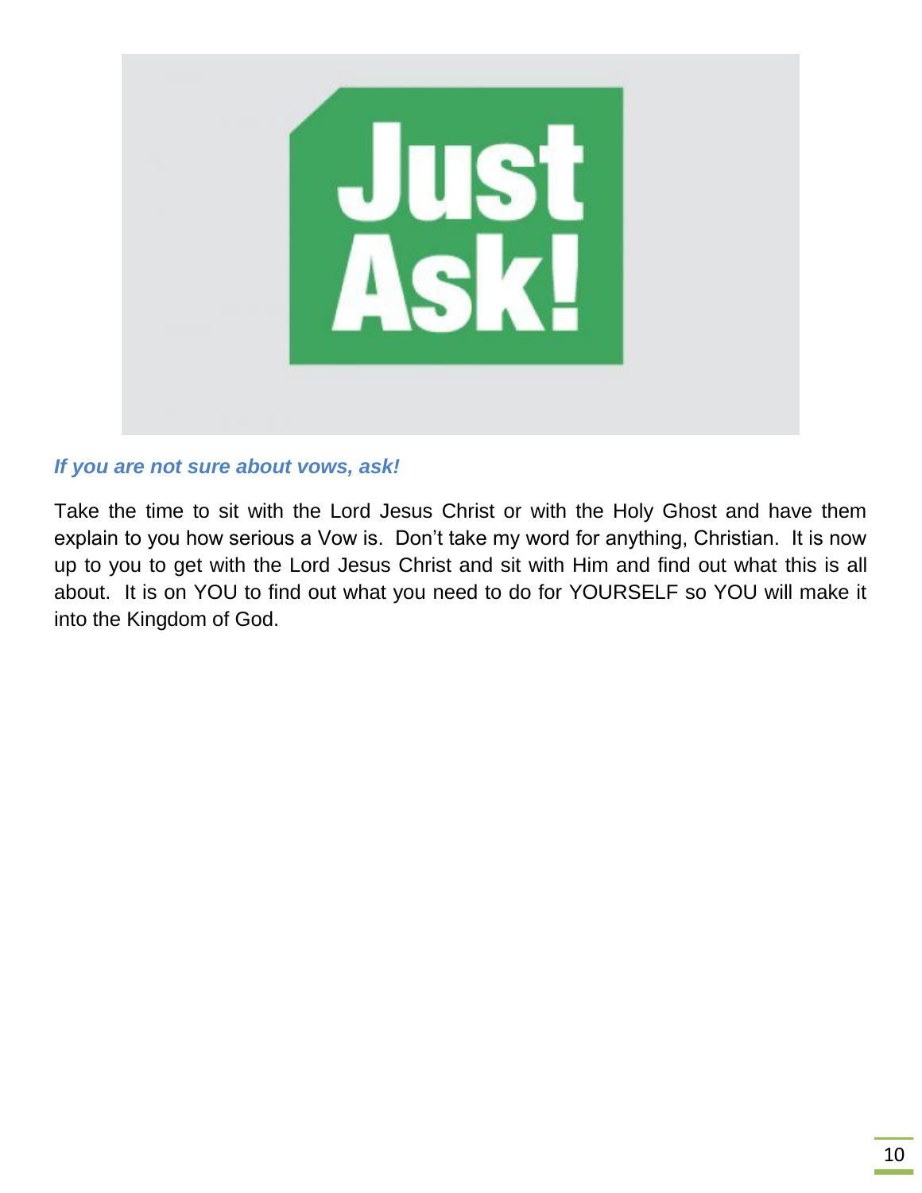***If you are not sure about vows, ask!***

Take the time to sit with the Lord Jesus Christ or with the Holy Ghost and have them explain to you how serious a Vow is.  Don't take my word for anything, Christian.  It is now up to you to get with the Lord Jesus Christ and sit with Him and find out what this is all about.  It is on YOU to find out what you need to do for YOURSELF so YOU will make it into the Kingdom of God.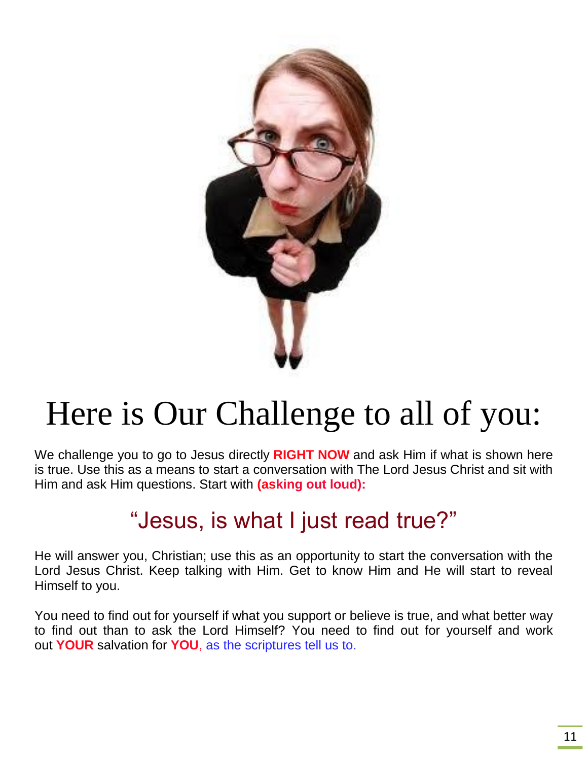# Here is Our Challenge to all of you:

We challenge you to go to Jesus directly **RIGHT NOW** and ask Him if what is shown here is true. Use this as a means to start a conversation with The Lord Jesus Christ and sit with Him and ask Him questions. Start with **(asking out loud):**

## "Jesus, is what I just read true?"

He will answer you, Christian; use this as an opportunity to start the conversation with the Lord Jesus Christ. Keep talking with Him. Get to know Him and He will start to reveal Himself to you.

You need to find out for yourself if what you support or believe is true, and what better way to find out than to ask the Lord Himself? You need to find out for yourself and work out **YOUR** salvation for **YOU**, as the scriptures tell us to.